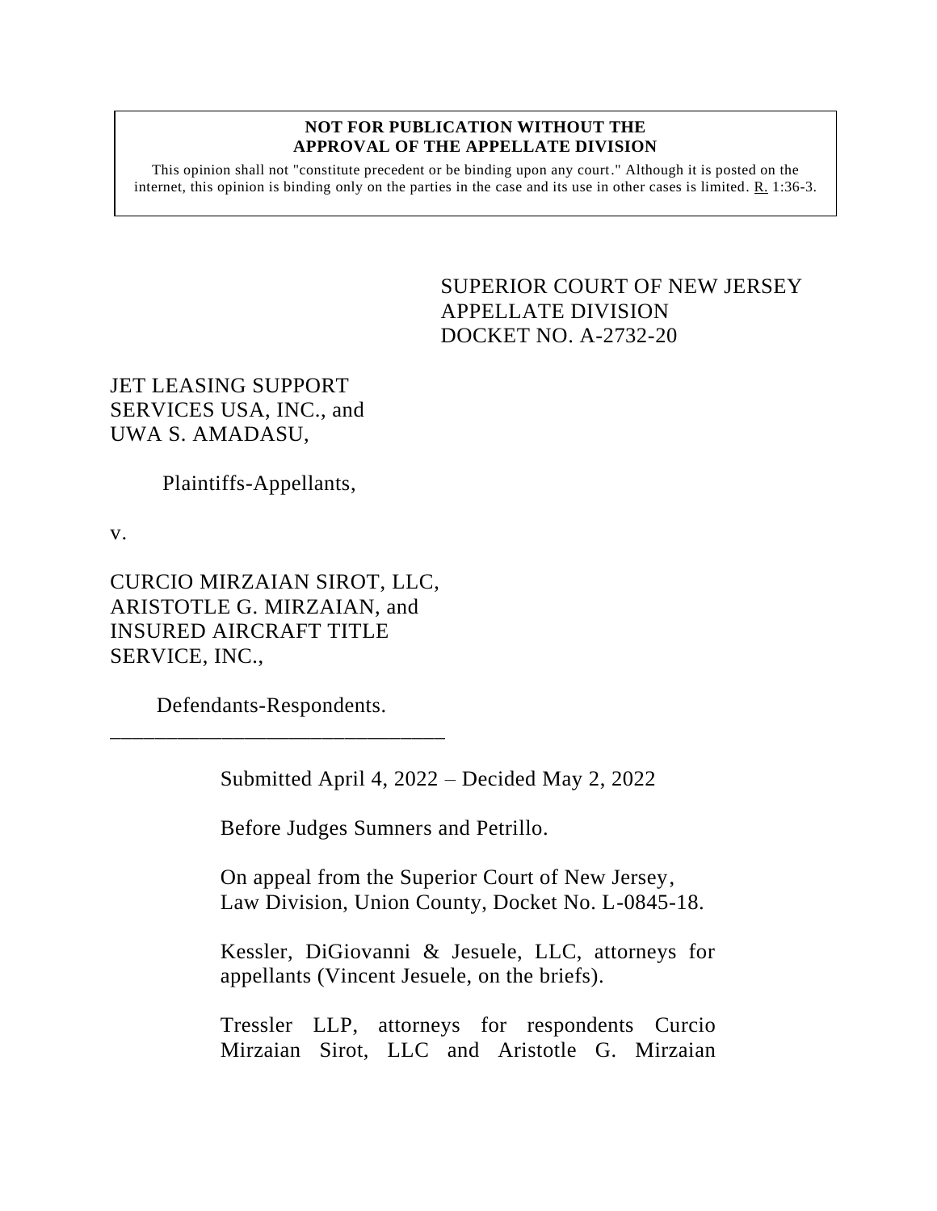**NOT FOR PUBLICATION WITHOUT THE APPROVAL OF THE APPELLATE DIVISION**

This opinion shall not "constitute precedent or be binding upon any court." Although it is posted on the internet, this opinion is binding only on the parties in the case and its use in other cases is limited. R. 1:36-3.

SUPERIOR COURT OF NEW JERSEY
APPELLATE DIVISION
DOCKET NO. A-2732-20

JET LEASING SUPPORT SERVICES USA, INC., and UWA S. AMADASU,

Plaintiffs-Appellants,

v.

CURCIO MIRZAIAN SIROT, LLC, ARISTOTLE G. MIRZAIAN, and INSURED AIRCRAFT TITLE SERVICE, INC.,

Defendants-Respondents.

______________________________

Submitted April 4, 2022 – Decided May 2, 2022

Before Judges Sumners and Petrillo.

On appeal from the Superior Court of New Jersey, Law Division, Union County, Docket No. L-0845-18.

Kessler, DiGiovanni & Jesuele, LLC, attorneys for appellants (Vincent Jesuele, on the briefs).

Tressler LLP, attorneys for respondents Curcio Mirzaian Sirot, LLC and Aristotle G. Mirzaian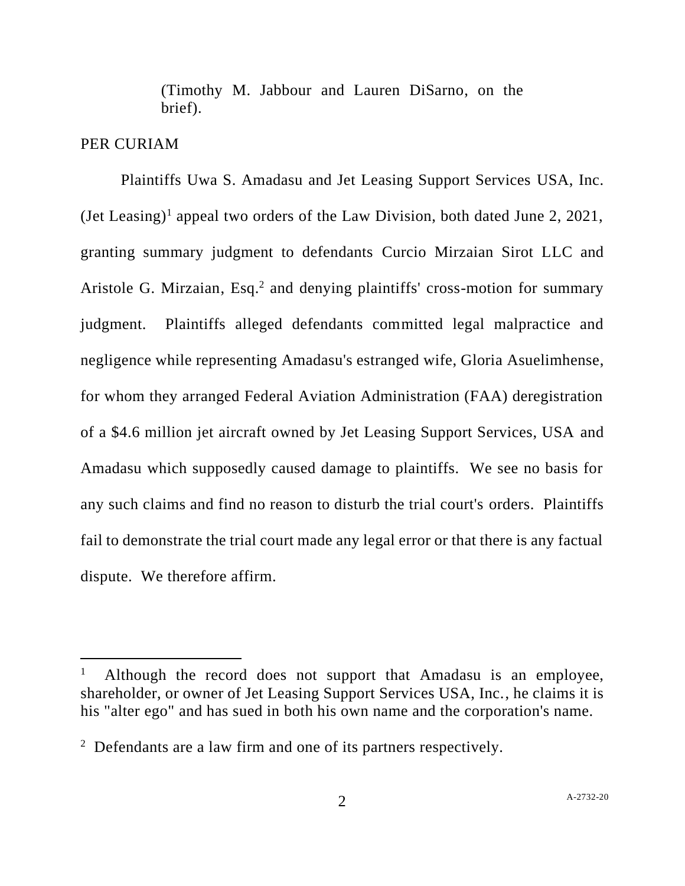(Timothy M. Jabbour and Lauren DiSarno, on the brief).

PER CURIAM

Plaintiffs Uwa S. Amadasu and Jet Leasing Support Services USA, Inc. (Jet Leasing)[1] appeal two orders of the Law Division, both dated June 2, 2021, granting summary judgment to defendants Curcio Mirzaian Sirot LLC and Aristole G. Mirzaian, Esq.[2] and denying plaintiffs' cross-motion for summary judgment. Plaintiffs alleged defendants committed legal malpractice and negligence while representing Amadasu's estranged wife, Gloria Asuelimhense, for whom they arranged Federal Aviation Administration (FAA) deregistration of a $4.6 million jet aircraft owned by Jet Leasing Support Services, USA and Amadasu which supposedly caused damage to plaintiffs. We see no basis for any such claims and find no reason to disturb the trial court's orders. Plaintiffs fail to demonstrate the trial court made any legal error or that there is any factual dispute. We therefore affirm.

---

[1] Although the record does not support that Amadasu is an employee, shareholder, or owner of Jet Leasing Support Services USA, Inc., he claims it is his "alter ego" and has sued in both his own name and the corporation's name.

[2] Defendants are a law firm and one of its partners respectively.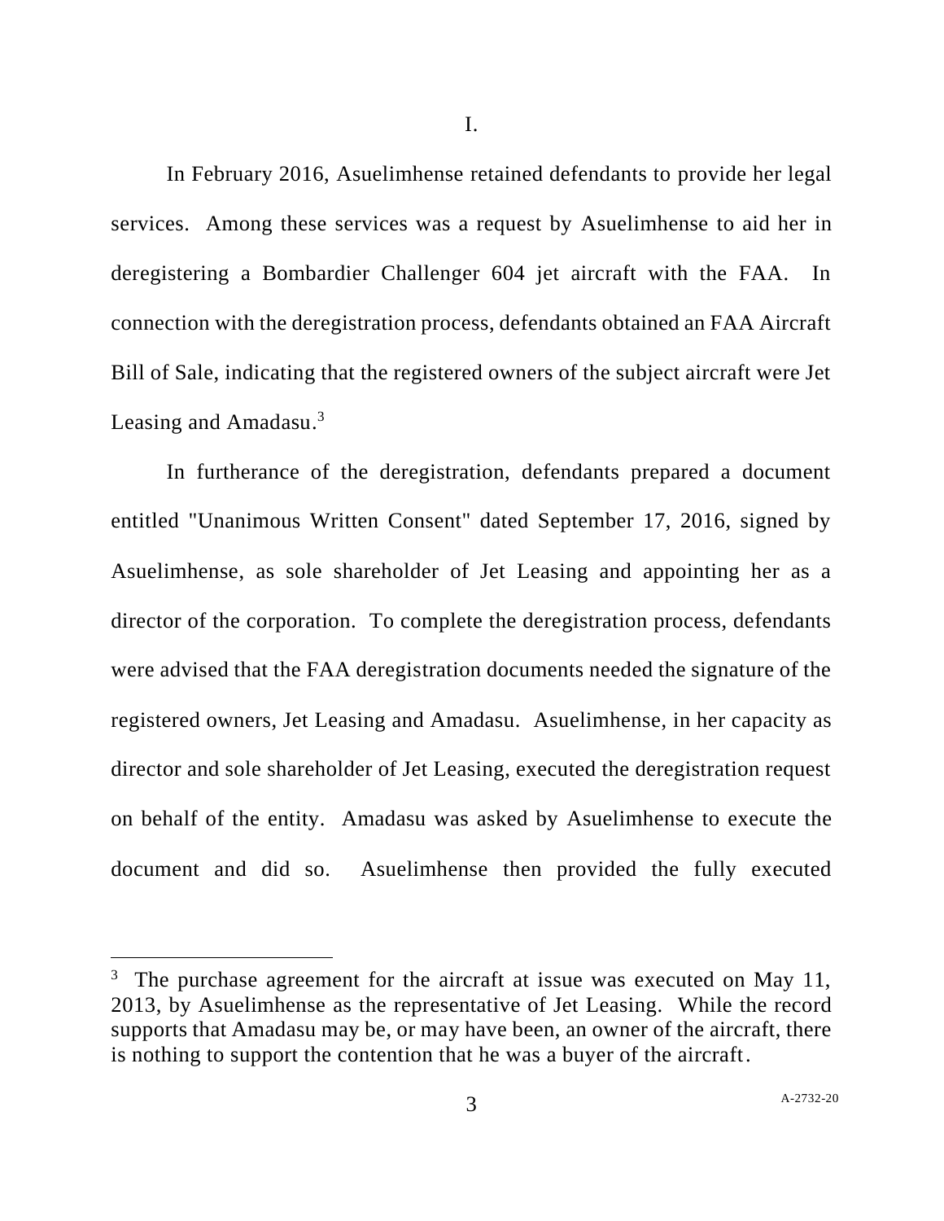# I.

In February 2016, Asuelimhense retained defendants to provide her legal services. Among these services was a request by Asuelimhense to aid her in deregistering a Bombardier Challenger 604 jet aircraft with the FAA. In connection with the deregistration process, defendants obtained an FAA Aircraft Bill of Sale, indicating that the registered owners of the subject aircraft were Jet Leasing and Amadasu.[3]

In furtherance of the deregistration, defendants prepared a document entitled "Unanimous Written Consent" dated September 17, 2016, signed by Asuelimhense, as sole shareholder of Jet Leasing and appointing her as a director of the corporation. To complete the deregistration process, defendants were advised that the FAA deregistration documents needed the signature of the registered owners, Jet Leasing and Amadasu. Asuelimhense, in her capacity as director and sole shareholder of Jet Leasing, executed the deregistration request on behalf of the entity. Amadasu was asked by Asuelimhense to execute the document and did so. Asuelimhense then provided the fully executed

---

[3] The purchase agreement for the aircraft at issue was executed on May 11, 2013, by Asuelimhense as the representative of Jet Leasing. While the record supports that Amadasu may be, or may have been, an owner of the aircraft, there is nothing to support the contention that he was a buyer of the aircraft.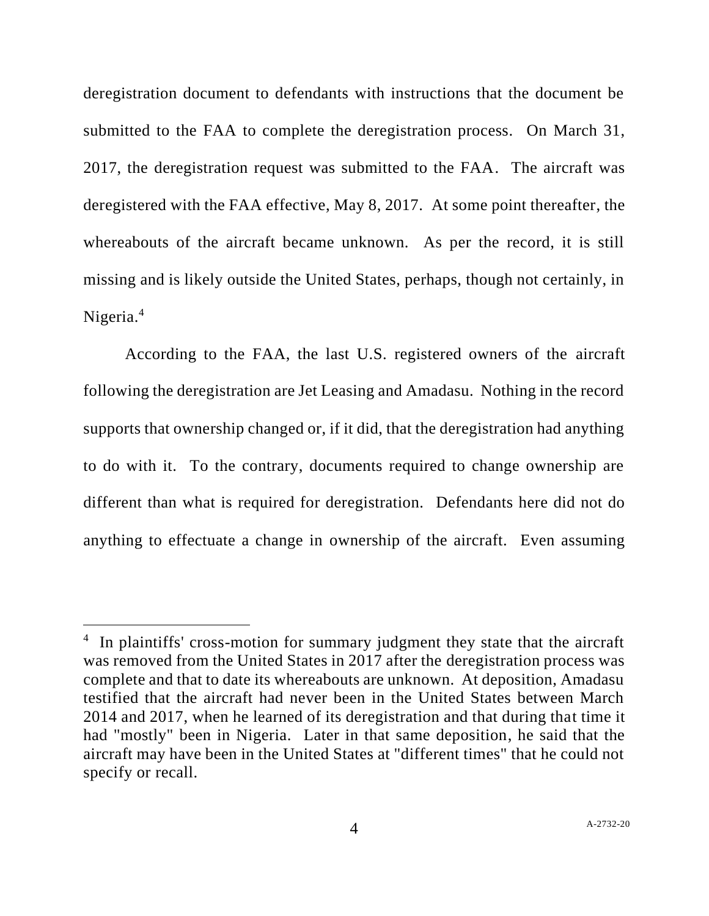deregistration document to defendants with instructions that the document be submitted to the FAA to complete the deregistration process. On March 31, 2017, the deregistration request was submitted to the FAA. The aircraft was deregistered with the FAA effective, May 8, 2017. At some point thereafter, the whereabouts of the aircraft became unknown. As per the record, it is still missing and is likely outside the United States, perhaps, though not certainly, in Nigeria.[4]

According to the FAA, the last U.S. registered owners of the aircraft following the deregistration are Jet Leasing and Amadasu. Nothing in the record supports that ownership changed or, if it did, that the deregistration had anything to do with it. To the contrary, documents required to change ownership are different than what is required for deregistration. Defendants here did not do anything to effectuate a change in ownership of the aircraft. Even assuming

---

[4] In plaintiffs' cross-motion for summary judgment they state that the aircraft was removed from the United States in 2017 after the deregistration process was complete and that to date its whereabouts are unknown. At deposition, Amadasu testified that the aircraft had never been in the United States between March 2014 and 2017, when he learned of its deregistration and that during that time it had "mostly" been in Nigeria. Later in that same deposition, he said that the aircraft may have been in the United States at "different times" that he could not specify or recall.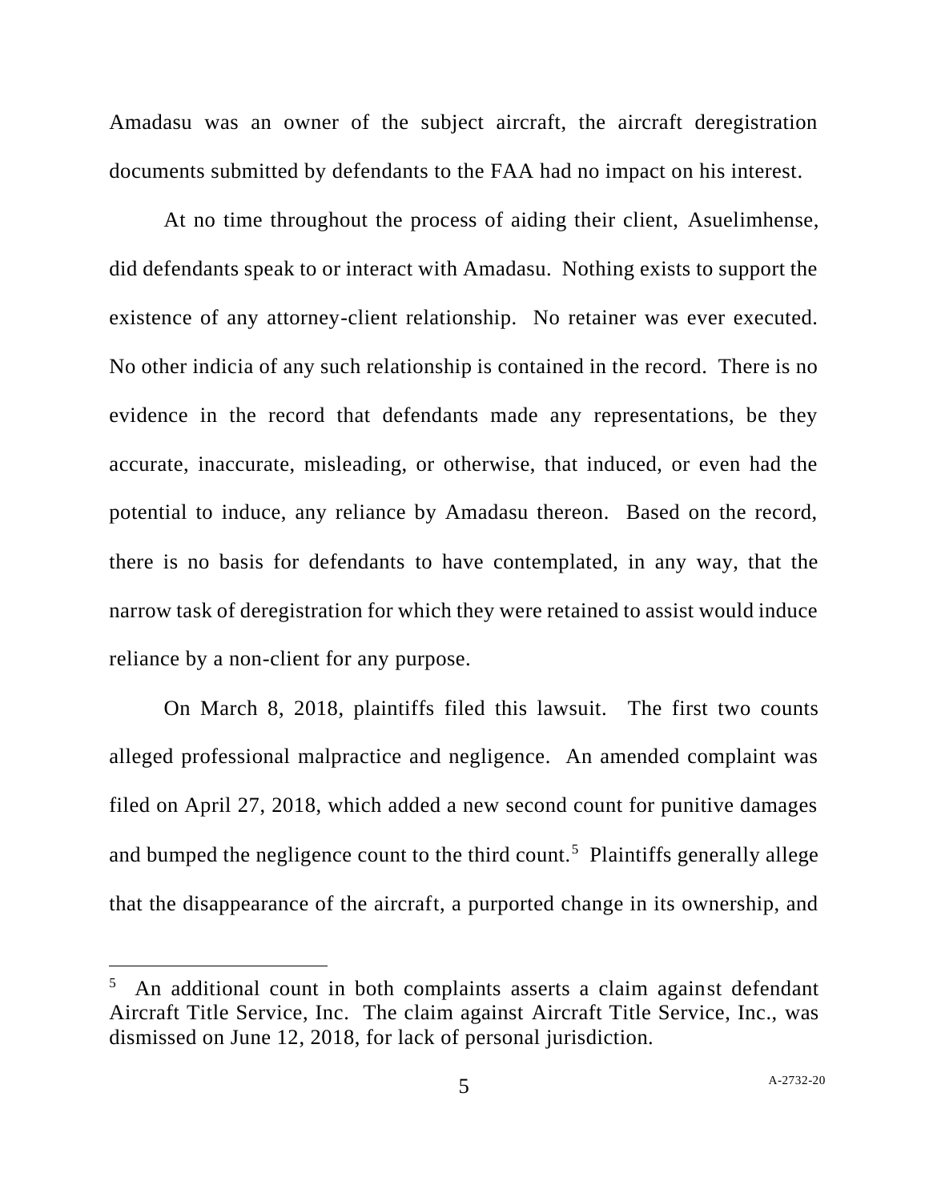Amadasu was an owner of the subject aircraft, the aircraft deregistration documents submitted by defendants to the FAA had no impact on his interest.

At no time throughout the process of aiding their client, Asuelimhense, did defendants speak to or interact with Amadasu. Nothing exists to support the existence of any attorney-client relationship. No retainer was ever executed. No other indicia of any such relationship is contained in the record. There is no evidence in the record that defendants made any representations, be they accurate, inaccurate, misleading, or otherwise, that induced, or even had the potential to induce, any reliance by Amadasu thereon. Based on the record, there is no basis for defendants to have contemplated, in any way, that the narrow task of deregistration for which they were retained to assist would induce reliance by a non-client for any purpose.

On March 8, 2018, plaintiffs filed this lawsuit. The first two counts alleged professional malpractice and negligence. An amended complaint was filed on April 27, 2018, which added a new second count for punitive damages and bumped the negligence count to the third count.[5] Plaintiffs generally allege that the disappearance of the aircraft, a purported change in its ownership, and

[5] An additional count in both complaints asserts a claim against defendant Aircraft Title Service, Inc. The claim against Aircraft Title Service, Inc., was dismissed on June 12, 2018, for lack of personal jurisdiction.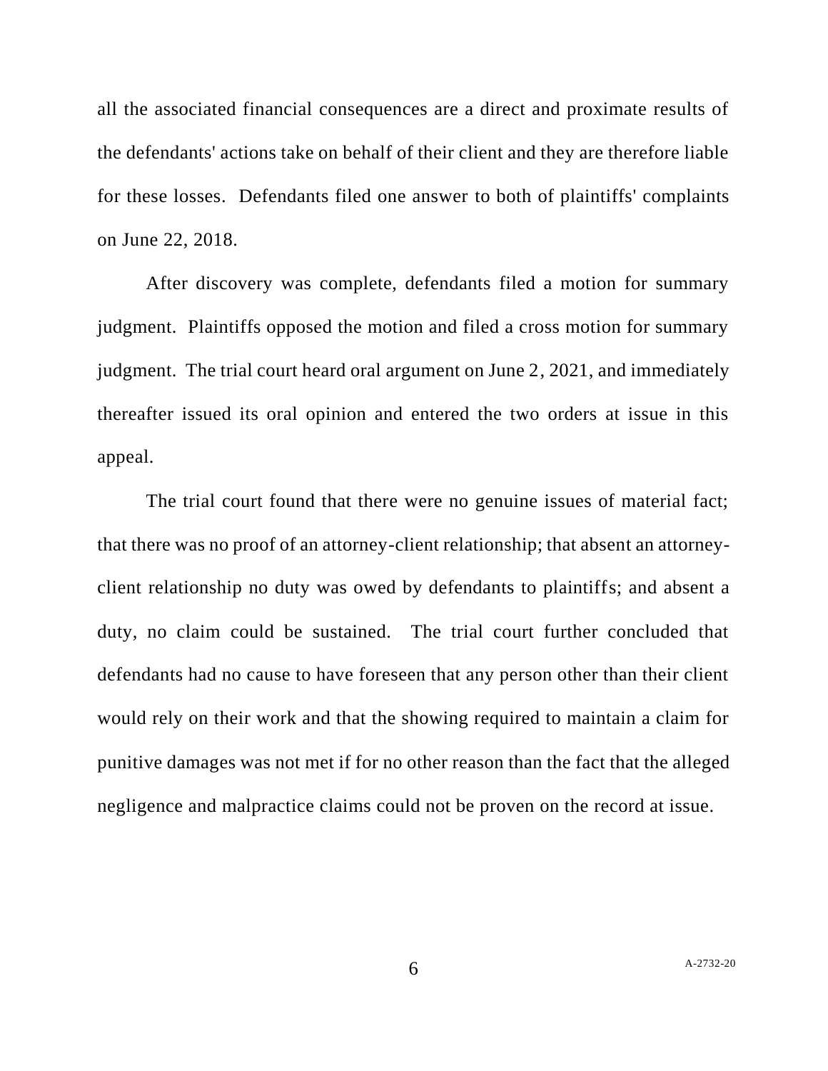all the associated financial consequences are a direct and proximate results of the defendants' actions take on behalf of their client and they are therefore liable for these losses. Defendants filed one answer to both of plaintiffs' complaints on June 22, 2018.

After discovery was complete, defendants filed a motion for summary judgment. Plaintiffs opposed the motion and filed a cross motion for summary judgment. The trial court heard oral argument on June 2, 2021, and immediately thereafter issued its oral opinion and entered the two orders at issue in this appeal.

The trial court found that there were no genuine issues of material fact; that there was no proof of an attorney-client relationship; that absent an attorney-client relationship no duty was owed by defendants to plaintiffs; and absent a duty, no claim could be sustained. The trial court further concluded that defendants had no cause to have foreseen that any person other than their client would rely on their work and that the showing required to maintain a claim for punitive damages was not met if for no other reason than the fact that the alleged negligence and malpractice claims could not be proven on the record at issue.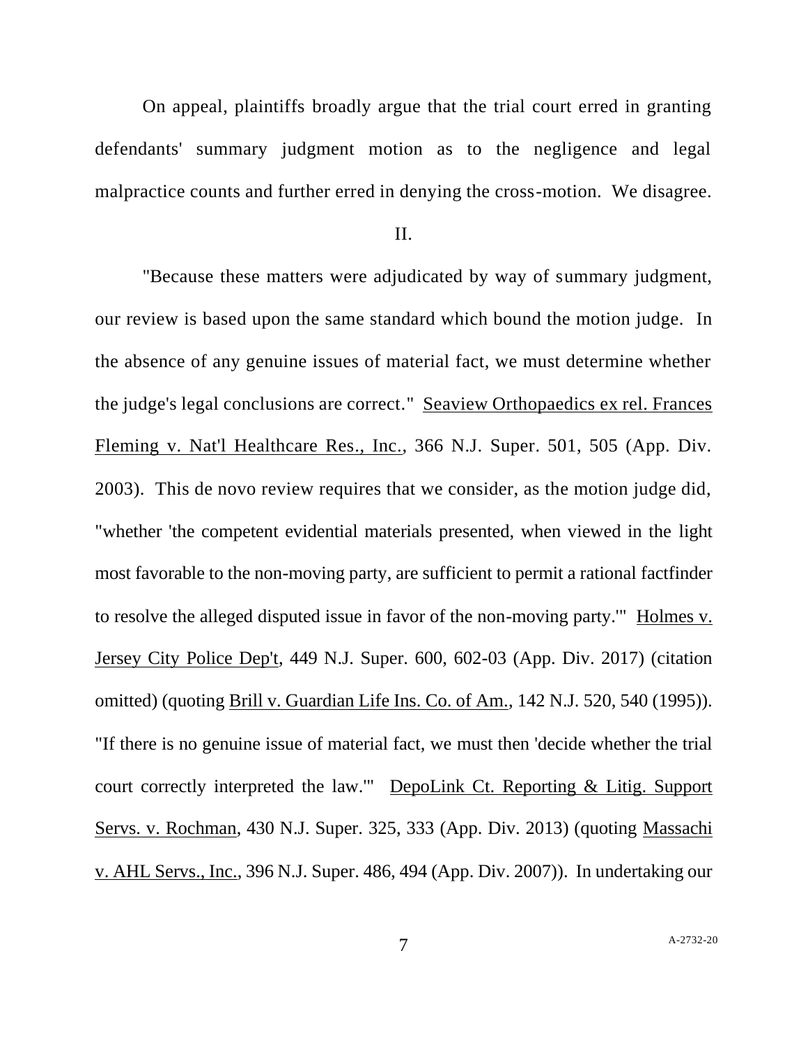On appeal, plaintiffs broadly argue that the trial court erred in granting defendants' summary judgment motion as to the negligence and legal malpractice counts and further erred in denying the cross-motion. We disagree.

II.

"Because these matters were adjudicated by way of summary judgment, our review is based upon the same standard which bound the motion judge. In the absence of any genuine issues of material fact, we must determine whether the judge's legal conclusions are correct." Seaview Orthopaedics ex rel. Frances Fleming v. Nat'l Healthcare Res., Inc., 366 N.J. Super. 501, 505 (App. Div. 2003). This de novo review requires that we consider, as the motion judge did, "whether 'the competent evidential materials presented, when viewed in the light most favorable to the non-moving party, are sufficient to permit a rational factfinder to resolve the alleged disputed issue in favor of the non-moving party.'" Holmes v. Jersey City Police Dep't, 449 N.J. Super. 600, 602-03 (App. Div. 2017) (citation omitted) (quoting Brill v. Guardian Life Ins. Co. of Am., 142 N.J. 520, 540 (1995)). "If there is no genuine issue of material fact, we must then 'decide whether the trial court correctly interpreted the law.'" DepoLink Ct. Reporting & Litig. Support Servs. v. Rochman, 430 N.J. Super. 325, 333 (App. Div. 2013) (quoting Massachi v. AHL Servs., Inc., 396 N.J. Super. 486, 494 (App. Div. 2007)). In undertaking our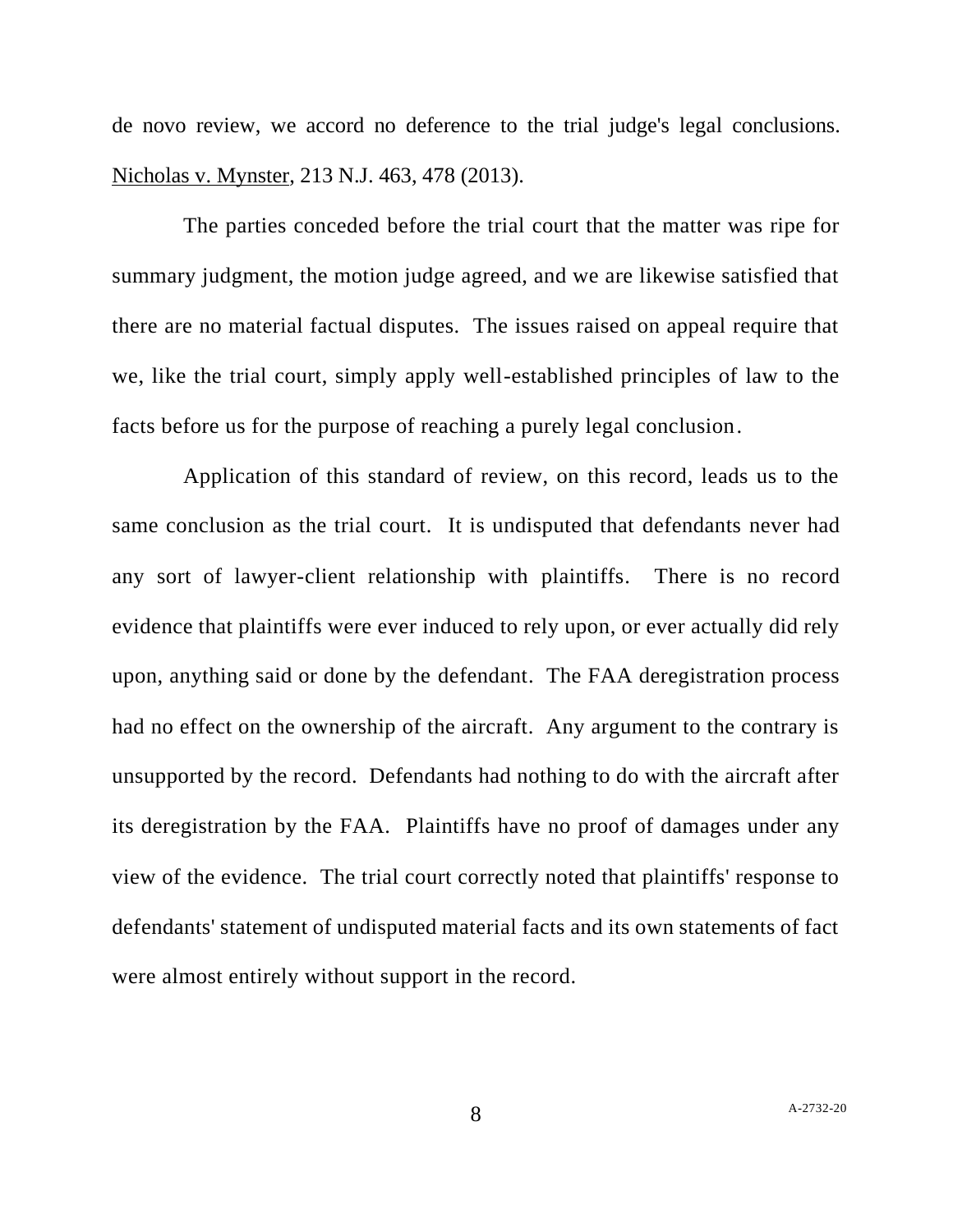de novo review, we accord no deference to the trial judge's legal conclusions. Nicholas v. Mynster, 213 N.J. 463, 478 (2013).

The parties conceded before the trial court that the matter was ripe for summary judgment, the motion judge agreed, and we are likewise satisfied that there are no material factual disputes. The issues raised on appeal require that we, like the trial court, simply apply well-established principles of law to the facts before us for the purpose of reaching a purely legal conclusion.

Application of this standard of review, on this record, leads us to the same conclusion as the trial court. It is undisputed that defendants never had any sort of lawyer-client relationship with plaintiffs. There is no record evidence that plaintiffs were ever induced to rely upon, or ever actually did rely upon, anything said or done by the defendant. The FAA deregistration process had no effect on the ownership of the aircraft. Any argument to the contrary is unsupported by the record. Defendants had nothing to do with the aircraft after its deregistration by the FAA. Plaintiffs have no proof of damages under any view of the evidence. The trial court correctly noted that plaintiffs' response to defendants' statement of undisputed material facts and its own statements of fact were almost entirely without support in the record.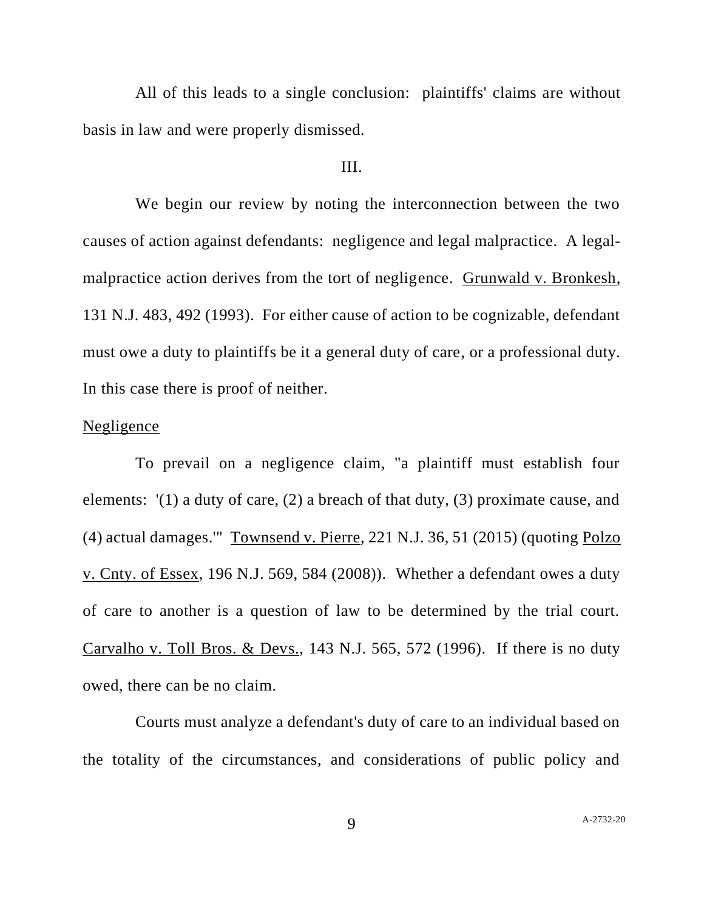All of this leads to a single conclusion: plaintiffs' claims are without basis in law and were properly dismissed.

III.

We begin our review by noting the interconnection between the two causes of action against defendants: negligence and legal malpractice. A legal-malpractice action derives from the tort of negligence. Grunwald v. Bronkesh, 131 N.J. 483, 492 (1993). For either cause of action to be cognizable, defendant must owe a duty to plaintiffs be it a general duty of care, or a professional duty. In this case there is proof of neither.

Negligence

To prevail on a negligence claim, "a plaintiff must establish four elements: '(1) a duty of care, (2) a breach of that duty, (3) proximate cause, and (4) actual damages.'" Townsend v. Pierre, 221 N.J. 36, 51 (2015) (quoting Polzo v. Cnty. of Essex, 196 N.J. 569, 584 (2008)). Whether a defendant owes a duty of care to another is a question of law to be determined by the trial court. Carvalho v. Toll Bros. & Devs., 143 N.J. 565, 572 (1996). If there is no duty owed, there can be no claim.

Courts must analyze a defendant's duty of care to an individual based on the totality of the circumstances, and considerations of public policy and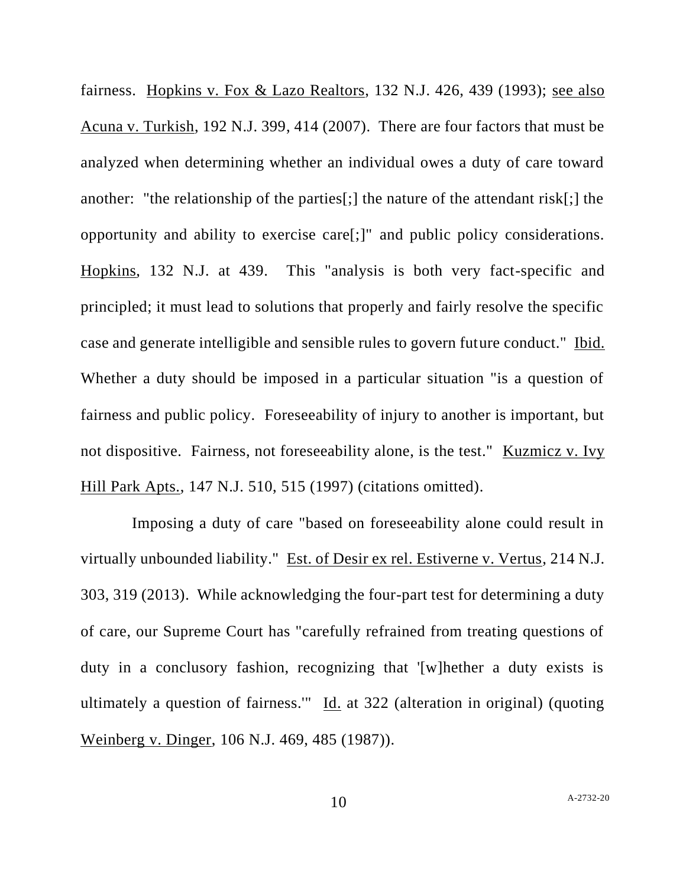fairness. Hopkins v. Fox & Lazo Realtors, 132 N.J. 426, 439 (1993); see also Acuna v. Turkish, 192 N.J. 399, 414 (2007). There are four factors that must be analyzed when determining whether an individual owes a duty of care toward another: "the relationship of the parties[;] the nature of the attendant risk[;] the opportunity and ability to exercise care[;]" and public policy considerations. Hopkins, 132 N.J. at 439. This "analysis is both very fact-specific and principled; it must lead to solutions that properly and fairly resolve the specific case and generate intelligible and sensible rules to govern future conduct." Ibid. Whether a duty should be imposed in a particular situation "is a question of fairness and public policy. Foreseeability of injury to another is important, but not dispositive. Fairness, not foreseeability alone, is the test." Kuzmicz v. Ivy Hill Park Apts., 147 N.J. 510, 515 (1997) (citations omitted).

Imposing a duty of care "based on foreseeability alone could result in virtually unbounded liability." Est. of Desir ex rel. Estiverne v. Vertus, 214 N.J. 303, 319 (2013). While acknowledging the four-part test for determining a duty of care, our Supreme Court has "carefully refrained from treating questions of duty in a conclusory fashion, recognizing that '[w]hether a duty exists is ultimately a question of fairness.'" Id. at 322 (alteration in original) (quoting Weinberg v. Dinger, 106 N.J. 469, 485 (1987)).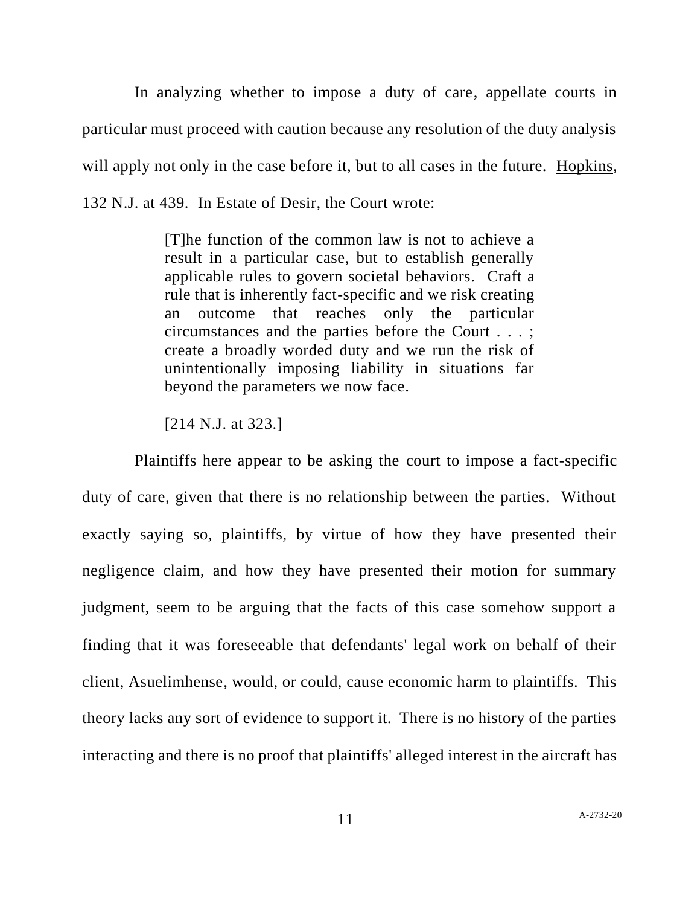In analyzing whether to impose a duty of care, appellate courts in particular must proceed with caution because any resolution of the duty analysis will apply not only in the case before it, but to all cases in the future. Hopkins, 132 N.J. at 439. In Estate of Desir, the Court wrote:

> [T]he function of the common law is not to achieve a result in a particular case, but to establish generally applicable rules to govern societal behaviors. Craft a rule that is inherently fact-specific and we risk creating an outcome that reaches only the particular circumstances and the parties before the Court . . . ; create a broadly worded duty and we run the risk of unintentionally imposing liability in situations far beyond the parameters we now face.
>
> [214 N.J. at 323.]

Plaintiffs here appear to be asking the court to impose a fact-specific duty of care, given that there is no relationship between the parties. Without exactly saying so, plaintiffs, by virtue of how they have presented their negligence claim, and how they have presented their motion for summary judgment, seem to be arguing that the facts of this case somehow support a finding that it was foreseeable that defendants' legal work on behalf of their client, Asuelimhense, would, or could, cause economic harm to plaintiffs. This theory lacks any sort of evidence to support it. There is no history of the parties interacting and there is no proof that plaintiffs' alleged interest in the aircraft has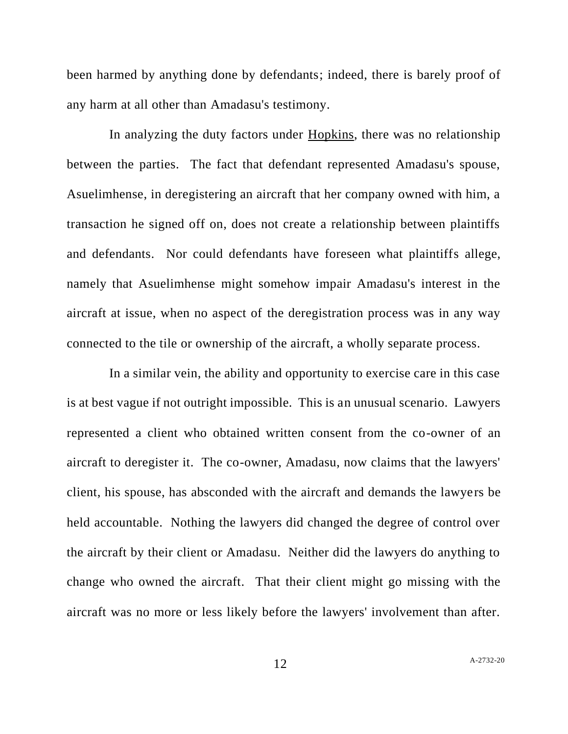been harmed by anything done by defendants; indeed, there is barely proof of any harm at all other than Amadasu's testimony.

In analyzing the duty factors under Hopkins, there was no relationship between the parties. The fact that defendant represented Amadasu's spouse, Asuelimhense, in deregistering an aircraft that her company owned with him, a transaction he signed off on, does not create a relationship between plaintiffs and defendants. Nor could defendants have foreseen what plaintiffs allege, namely that Asuelimhense might somehow impair Amadasu's interest in the aircraft at issue, when no aspect of the deregistration process was in any way connected to the tile or ownership of the aircraft, a wholly separate process.

In a similar vein, the ability and opportunity to exercise care in this case is at best vague if not outright impossible. This is an unusual scenario. Lawyers represented a client who obtained written consent from the co-owner of an aircraft to deregister it. The co-owner, Amadasu, now claims that the lawyers' client, his spouse, has absconded with the aircraft and demands the lawyers be held accountable. Nothing the lawyers did changed the degree of control over the aircraft by their client or Amadasu. Neither did the lawyers do anything to change who owned the aircraft. That their client might go missing with the aircraft was no more or less likely before the lawyers' involvement than after.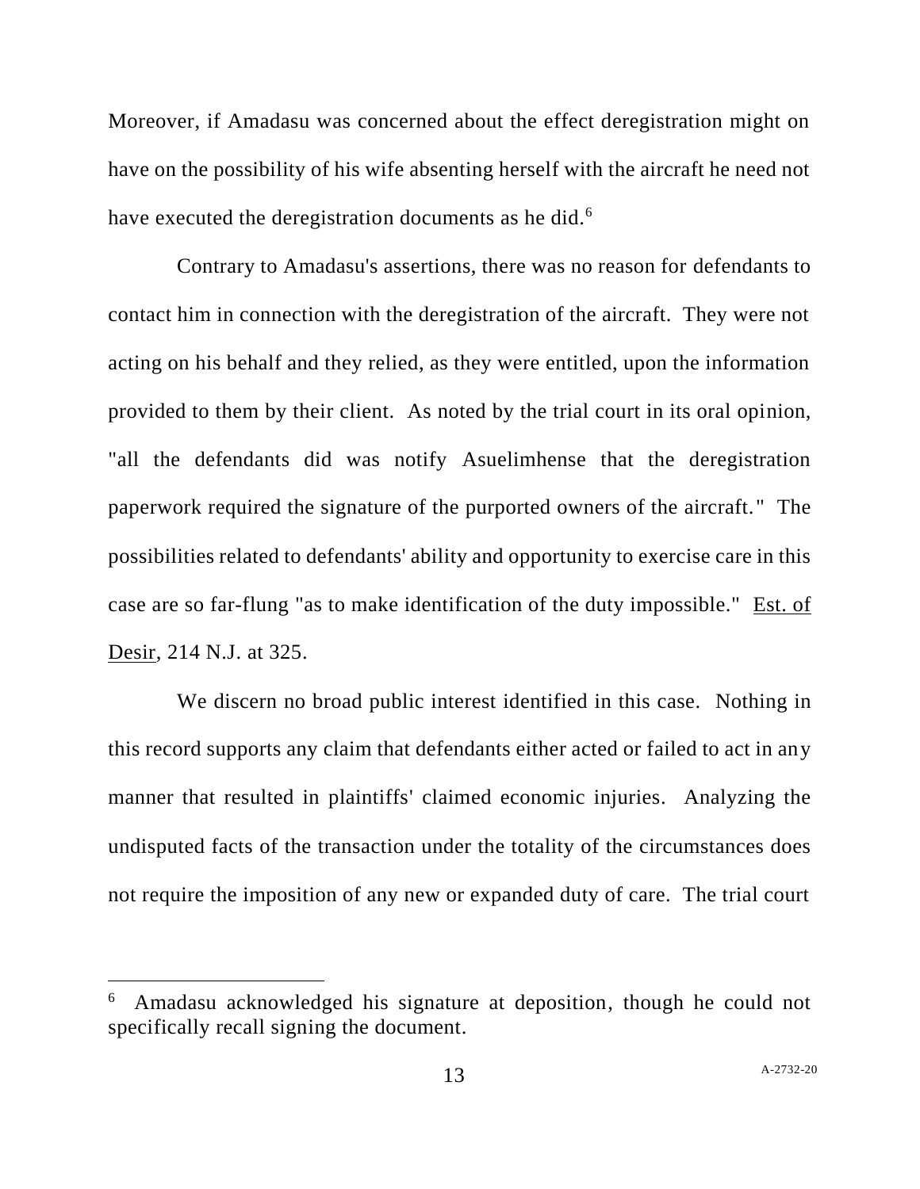Moreover, if Amadasu was concerned about the effect deregistration might on have on the possibility of his wife absenting herself with the aircraft he need not have executed the deregistration documents as he did.[6]

Contrary to Amadasu's assertions, there was no reason for defendants to contact him in connection with the deregistration of the aircraft. They were not acting on his behalf and they relied, as they were entitled, upon the information provided to them by their client. As noted by the trial court in its oral opinion, "all the defendants did was notify Asuelimhense that the deregistration paperwork required the signature of the purported owners of the aircraft." The possibilities related to defendants' ability and opportunity to exercise care in this case are so far-flung "as to make identification of the duty impossible." Est. of Desir, 214 N.J. at 325.

We discern no broad public interest identified in this case. Nothing in this record supports any claim that defendants either acted or failed to act in any manner that resulted in plaintiffs' claimed economic injuries. Analyzing the undisputed facts of the transaction under the totality of the circumstances does not require the imposition of any new or expanded duty of care. The trial court

---

[6] Amadasu acknowledged his signature at deposition, though he could not specifically recall signing the document.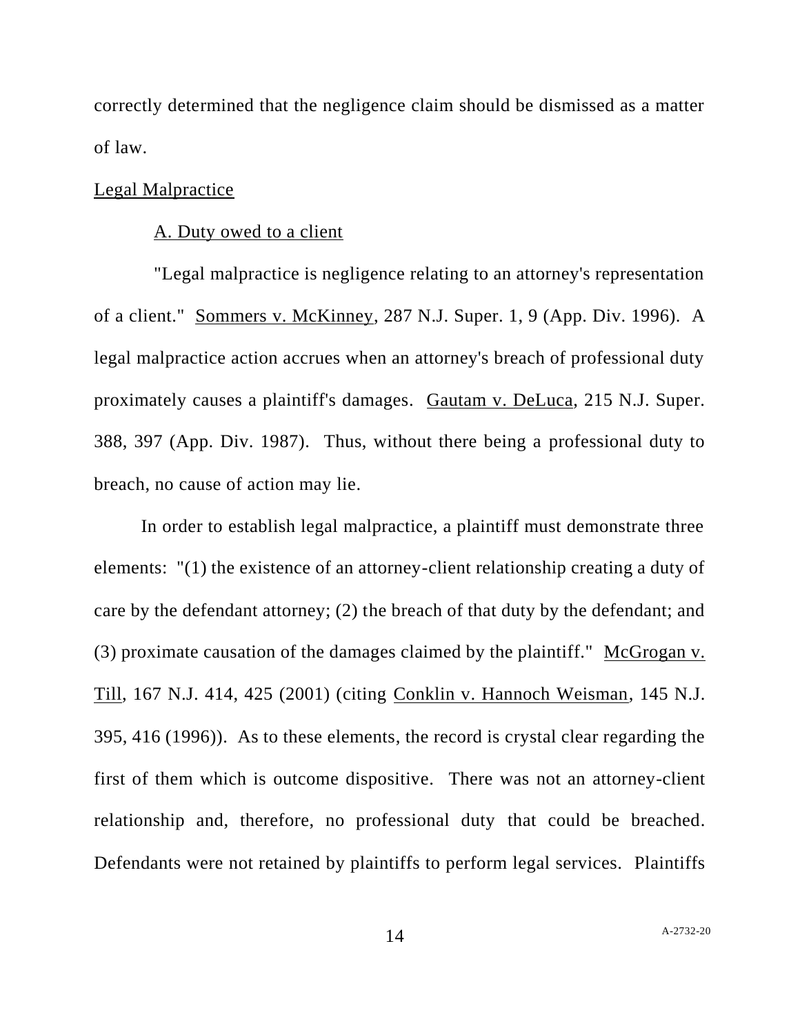correctly determined that the negligence claim should be dismissed as a matter of law.

Legal Malpractice

A. Duty owed to a client

"Legal malpractice is negligence relating to an attorney's representation of a client." Sommers v. McKinney, 287 N.J. Super. 1, 9 (App. Div. 1996). A legal malpractice action accrues when an attorney's breach of professional duty proximately causes a plaintiff's damages. Gautam v. DeLuca, 215 N.J. Super. 388, 397 (App. Div. 1987). Thus, without there being a professional duty to breach, no cause of action may lie.

In order to establish legal malpractice, a plaintiff must demonstrate three elements: "(1) the existence of an attorney-client relationship creating a duty of care by the defendant attorney; (2) the breach of that duty by the defendant; and (3) proximate causation of the damages claimed by the plaintiff." McGrogan v. Till, 167 N.J. 414, 425 (2001) (citing Conklin v. Hannoch Weisman, 145 N.J. 395, 416 (1996)). As to these elements, the record is crystal clear regarding the first of them which is outcome dispositive. There was not an attorney-client relationship and, therefore, no professional duty that could be breached. Defendants were not retained by plaintiffs to perform legal services. Plaintiffs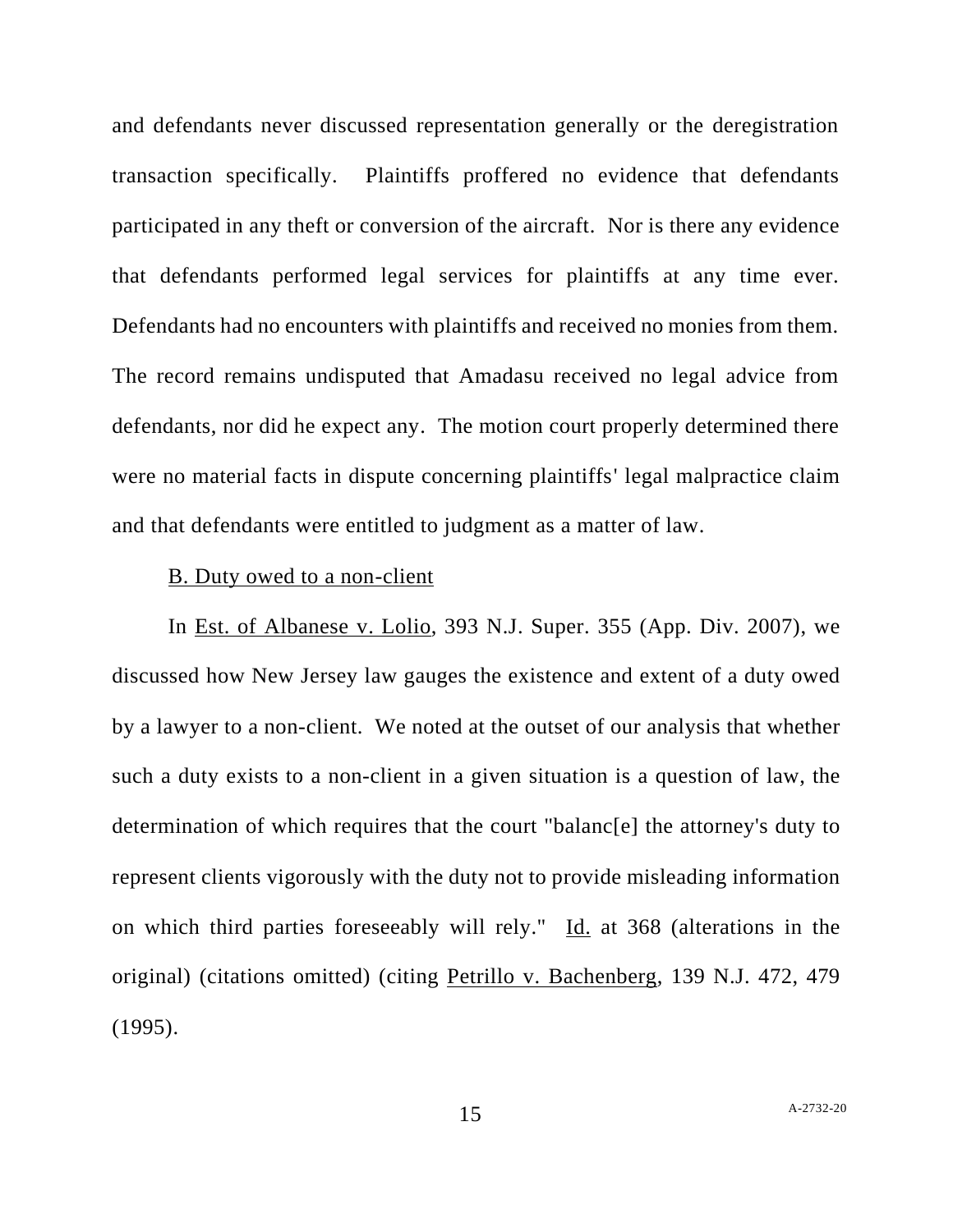and defendants never discussed representation generally or the deregistration transaction specifically. Plaintiffs proffered no evidence that defendants participated in any theft or conversion of the aircraft. Nor is there any evidence that defendants performed legal services for plaintiffs at any time ever. Defendants had no encounters with plaintiffs and received no monies from them. The record remains undisputed that Amadasu received no legal advice from defendants, nor did he expect any. The motion court properly determined there were no material facts in dispute concerning plaintiffs' legal malpractice claim and that defendants were entitled to judgment as a matter of law.

<u>B. Duty owed to a non-client</u>

In <u>Est. of Albanese v. Lolio</u>, 393 N.J. Super. 355 (App. Div. 2007), we discussed how New Jersey law gauges the existence and extent of a duty owed by a lawyer to a non-client. We noted at the outset of our analysis that whether such a duty exists to a non-client in a given situation is a question of law, the determination of which requires that the court "balanc[e] the attorney's duty to represent clients vigorously with the duty not to provide misleading information on which third parties foreseeably will rely." <u>Id.</u> at 368 (alterations in the original) (citations omitted) (citing <u>Petrillo v. Bachenberg</u>, 139 N.J. 472, 479 (1995).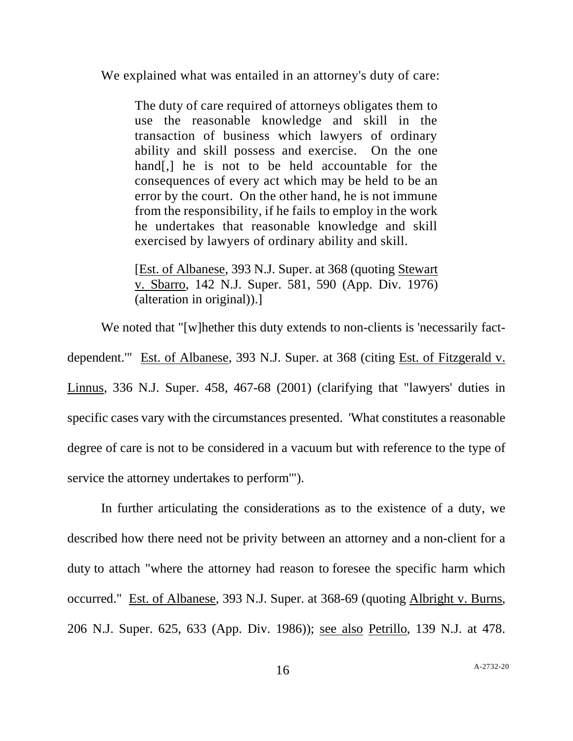We explained what was entailed in an attorney's duty of care:

> The duty of care required of attorneys obligates them to use the reasonable knowledge and skill in the transaction of business which lawyers of ordinary ability and skill possess and exercise. On the one hand[,] he is not to be held accountable for the consequences of every act which may be held to be an error by the court. On the other hand, he is not immune from the responsibility, if he fails to employ in the work he undertakes that reasonable knowledge and skill exercised by lawyers of ordinary ability and skill.
>
> [Est. of Albanese, 393 N.J. Super. at 368 (quoting Stewart v. Sbarro, 142 N.J. Super. 581, 590 (App. Div. 1976) (alteration in original)).]

We noted that "[w]hether this duty extends to non-clients is 'necessarily fact-dependent.'" Est. of Albanese, 393 N.J. Super. at 368 (citing Est. of Fitzgerald v. Linnus, 336 N.J. Super. 458, 467-68 (2001) (clarifying that "lawyers' duties in specific cases vary with the circumstances presented. 'What constitutes a reasonable degree of care is not to be considered in a vacuum but with reference to the type of service the attorney undertakes to perform'").

In further articulating the considerations as to the existence of a duty, we described how there need not be privity between an attorney and a non-client for a duty to attach "where the attorney had reason to foresee the specific harm which occurred." Est. of Albanese, 393 N.J. Super. at 368-69 (quoting Albright v. Burns, 206 N.J. Super. 625, 633 (App. Div. 1986)); see also Petrillo, 139 N.J. at 478.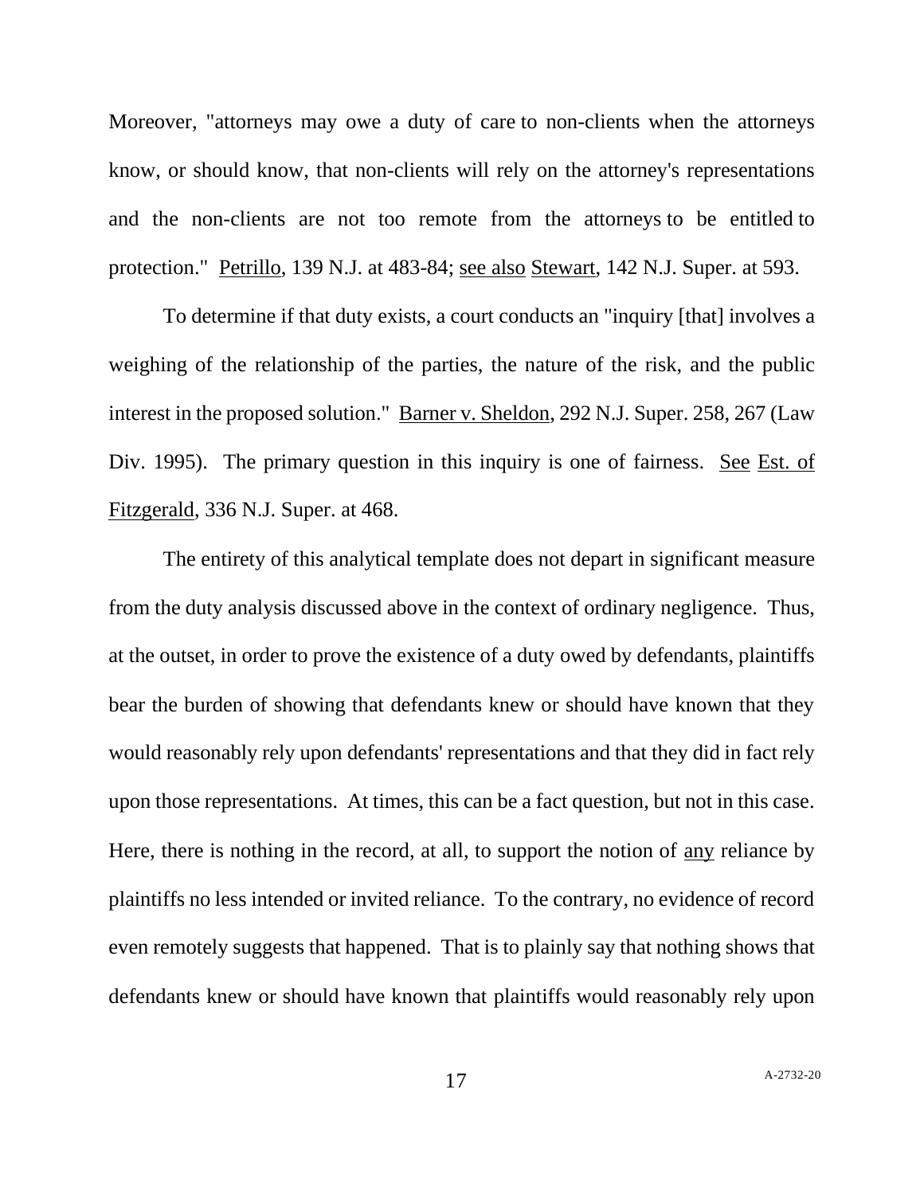Moreover, "attorneys may owe a duty of care to non-clients when the attorneys know, or should know, that non-clients will rely on the attorney's representations and the non-clients are not too remote from the attorneys to be entitled to protection." Petrillo, 139 N.J. at 483-84; see also Stewart, 142 N.J. Super. at 593.

To determine if that duty exists, a court conducts an "inquiry [that] involves a weighing of the relationship of the parties, the nature of the risk, and the public interest in the proposed solution." Barner v. Sheldon, 292 N.J. Super. 258, 267 (Law Div. 1995). The primary question in this inquiry is one of fairness. See Est. of Fitzgerald, 336 N.J. Super. at 468.

The entirety of this analytical template does not depart in significant measure from the duty analysis discussed above in the context of ordinary negligence. Thus, at the outset, in order to prove the existence of a duty owed by defendants, plaintiffs bear the burden of showing that defendants knew or should have known that they would reasonably rely upon defendants' representations and that they did in fact rely upon those representations. At times, this can be a fact question, but not in this case. Here, there is nothing in the record, at all, to support the notion of any reliance by plaintiffs no less intended or invited reliance. To the contrary, no evidence of record even remotely suggests that happened. That is to plainly say that nothing shows that defendants knew or should have known that plaintiffs would reasonably rely upon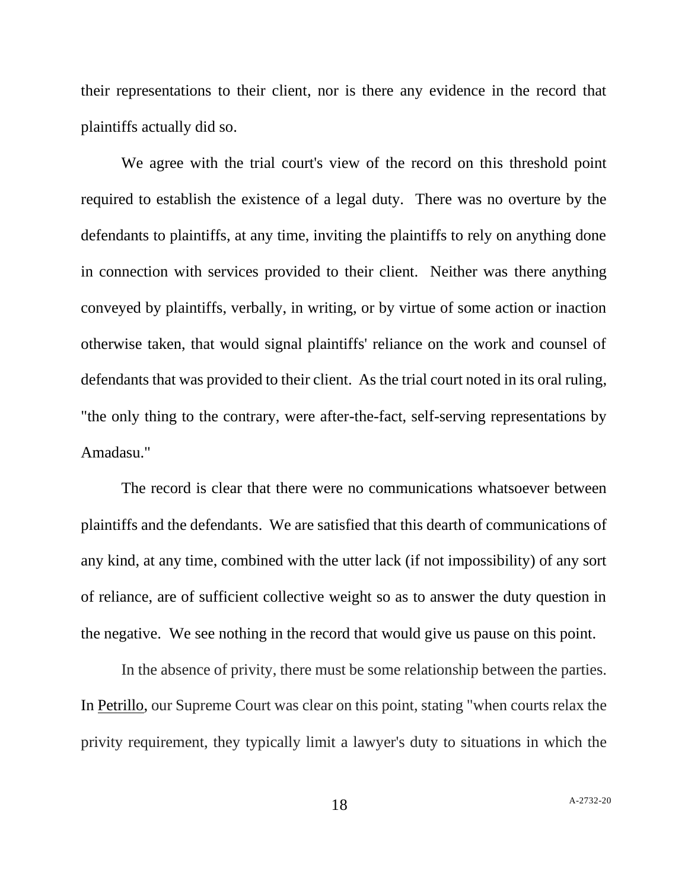their representations to their client, nor is there any evidence in the record that plaintiffs actually did so.

We agree with the trial court's view of the record on this threshold point required to establish the existence of a legal duty. There was no overture by the defendants to plaintiffs, at any time, inviting the plaintiffs to rely on anything done in connection with services provided to their client. Neither was there anything conveyed by plaintiffs, verbally, in writing, or by virtue of some action or inaction otherwise taken, that would signal plaintiffs' reliance on the work and counsel of defendants that was provided to their client. As the trial court noted in its oral ruling, "the only thing to the contrary, were after-the-fact, self-serving representations by Amadasu."

The record is clear that there were no communications whatsoever between plaintiffs and the defendants. We are satisfied that this dearth of communications of any kind, at any time, combined with the utter lack (if not impossibility) of any sort of reliance, are of sufficient collective weight so as to answer the duty question in the negative. We see nothing in the record that would give us pause on this point.

In the absence of privity, there must be some relationship between the parties. In Petrillo, our Supreme Court was clear on this point, stating "when courts relax the privity requirement, they typically limit a lawyer's duty to situations in which the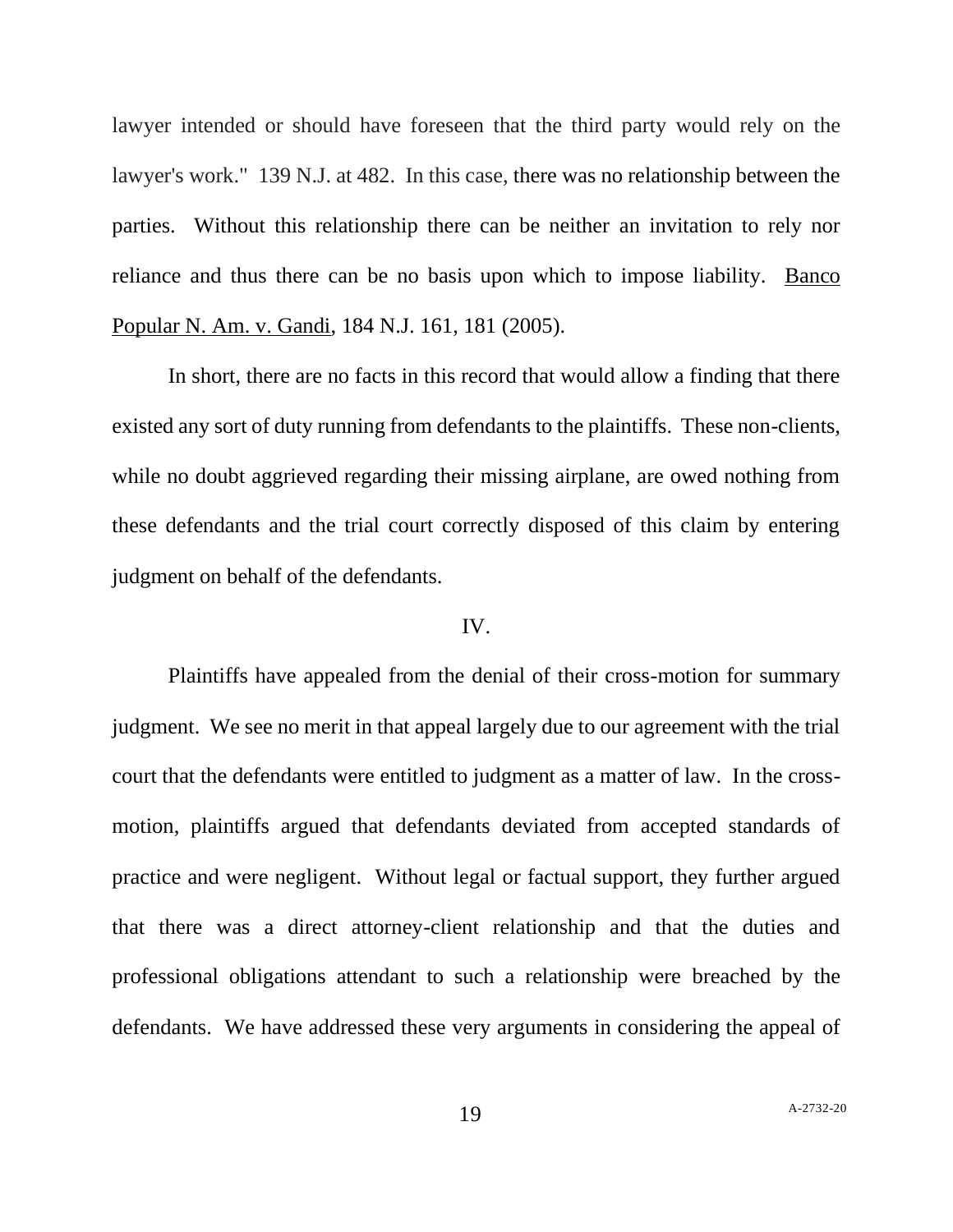lawyer intended or should have foreseen that the third party would rely on the lawyer's work." 139 N.J. at 482. In this case, there was no relationship between the parties. Without this relationship there can be neither an invitation to rely nor reliance and thus there can be no basis upon which to impose liability. Banco Popular N. Am. v. Gandi, 184 N.J. 161, 181 (2005).

In short, there are no facts in this record that would allow a finding that there existed any sort of duty running from defendants to the plaintiffs. These non-clients, while no doubt aggrieved regarding their missing airplane, are owed nothing from these defendants and the trial court correctly disposed of this claim by entering judgment on behalf of the defendants.

IV.

Plaintiffs have appealed from the denial of their cross-motion for summary judgment. We see no merit in that appeal largely due to our agreement with the trial court that the defendants were entitled to judgment as a matter of law. In the cross-motion, plaintiffs argued that defendants deviated from accepted standards of practice and were negligent. Without legal or factual support, they further argued that there was a direct attorney-client relationship and that the duties and professional obligations attendant to such a relationship were breached by the defendants. We have addressed these very arguments in considering the appeal of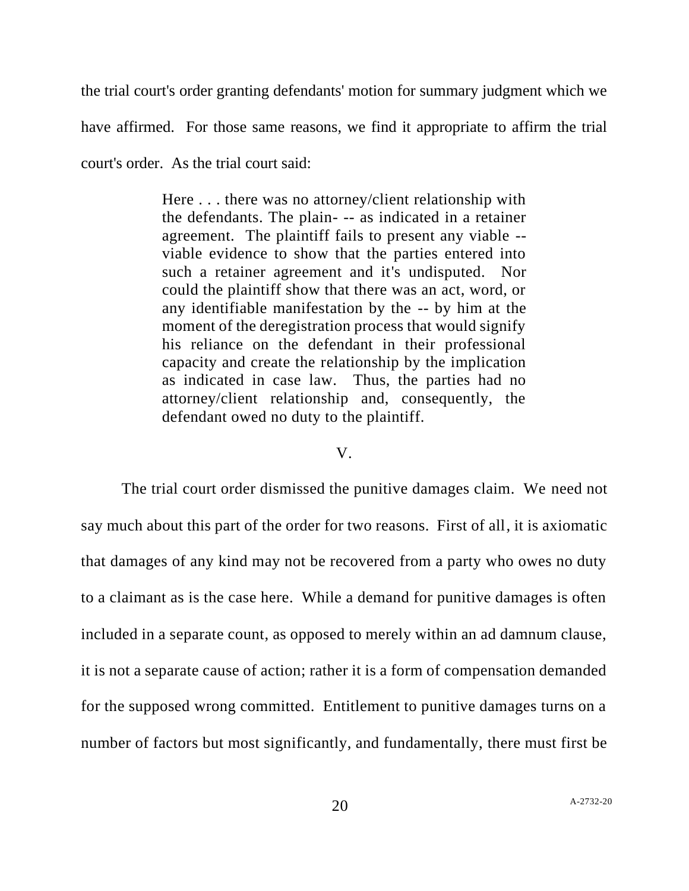the trial court's order granting defendants' motion for summary judgment which we have affirmed. For those same reasons, we find it appropriate to affirm the trial court's order. As the trial court said:

> Here . . . there was no attorney/client relationship with the defendants. The plain- -- as indicated in a retainer agreement. The plaintiff fails to present any viable -- viable evidence to show that the parties entered into such a retainer agreement and it's undisputed. Nor could the plaintiff show that there was an act, word, or any identifiable manifestation by the -- by him at the moment of the deregistration process that would signify his reliance on the defendant in their professional capacity and create the relationship by the implication as indicated in case law. Thus, the parties had no attorney/client relationship and, consequently, the defendant owed no duty to the plaintiff.

V.

The trial court order dismissed the punitive damages claim. We need not say much about this part of the order for two reasons. First of all, it is axiomatic that damages of any kind may not be recovered from a party who owes no duty to a claimant as is the case here. While a demand for punitive damages is often included in a separate count, as opposed to merely within an ad damnum clause, it is not a separate cause of action; rather it is a form of compensation demanded for the supposed wrong committed. Entitlement to punitive damages turns on a number of factors but most significantly, and fundamentally, there must first be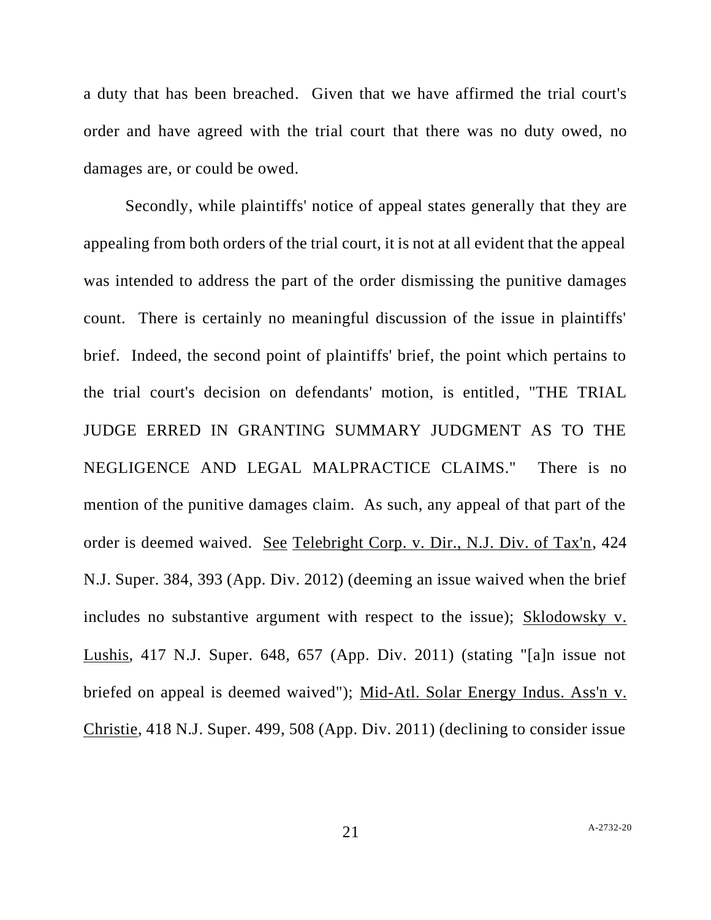a duty that has been breached. Given that we have affirmed the trial court's order and have agreed with the trial court that there was no duty owed, no damages are, or could be owed.

Secondly, while plaintiffs' notice of appeal states generally that they are appealing from both orders of the trial court, it is not at all evident that the appeal was intended to address the part of the order dismissing the punitive damages count. There is certainly no meaningful discussion of the issue in plaintiffs' brief. Indeed, the second point of plaintiffs' brief, the point which pertains to the trial court's decision on defendants' motion, is entitled, "THE TRIAL JUDGE ERRED IN GRANTING SUMMARY JUDGMENT AS TO THE NEGLIGENCE AND LEGAL MALPRACTICE CLAIMS." There is no mention of the punitive damages claim. As such, any appeal of that part of the order is deemed waived. See Telebright Corp. v. Dir., N.J. Div. of Tax'n, 424 N.J. Super. 384, 393 (App. Div. 2012) (deeming an issue waived when the brief includes no substantive argument with respect to the issue); Sklodowsky v. Lushis, 417 N.J. Super. 648, 657 (App. Div. 2011) (stating "[a]n issue not briefed on appeal is deemed waived"); Mid-Atl. Solar Energy Indus. Ass'n v. Christie, 418 N.J. Super. 499, 508 (App. Div. 2011) (declining to consider issue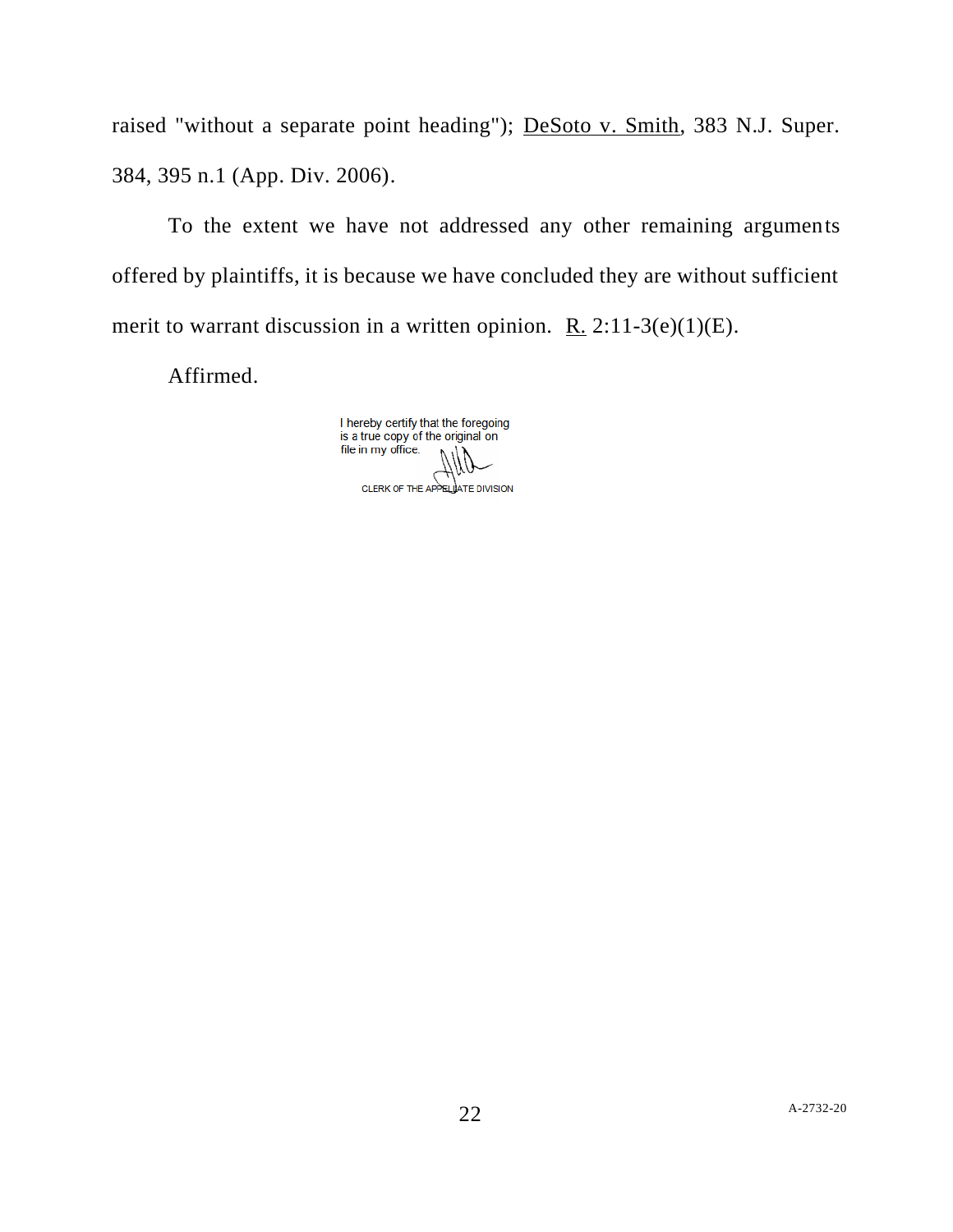raised "without a separate point heading"); DeSoto v. Smith, 383 N.J. Super. 384, 395 n.1 (App. Div. 2006).

To the extent we have not addressed any other remaining arguments offered by plaintiffs, it is because we have concluded they are without sufficient merit to warrant discussion in a written opinion. R. 2:11-3(e)(1)(E).

Affirmed.

I hereby certify that the foregoing is a true copy of the original on file in my office.

CLERK OF THE APPELLATE DIVISION